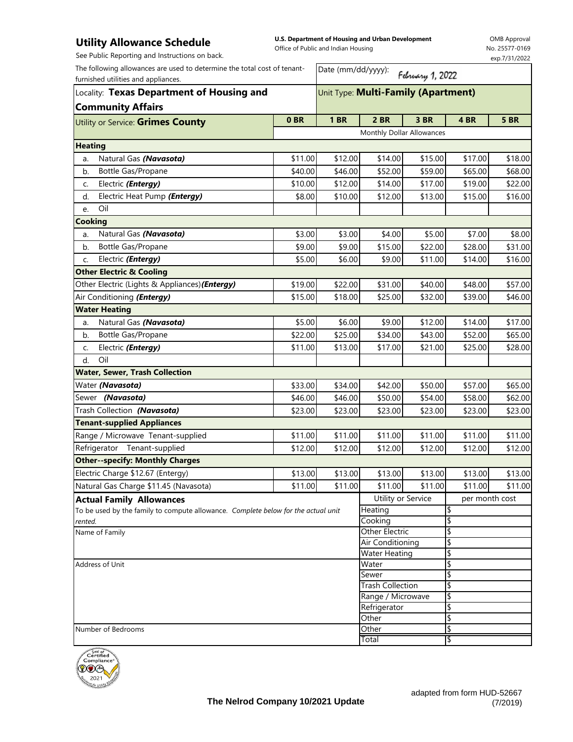# Utility Allowance Schedule

See Public Reporting and Instructions on back.

**U.S. Department of Housing and Urban Development**
Office of Public and Indian Housing

OMB Approval No. 25577-0169
exp.7/31/2022

The following allowances are used to determine the total cost of tenant-furnished utilities and appliances.

Date (mm/dd/yyyy): February 1, 2022

Locality: **Texas Department of Housing and Community Affairs**

Unit Type: **Multi-Family (Apartment)**

| Utility or Service: **Grimes County** | 0 BR | 1 BR | 2 BR | 3 BR | 4 BR | 5 BR |
|---|---|---|---|---|---|---|
| | Monthly Dollar Allowances | | | | | |
| **Heating** | | | | | | |
| a. Natural Gas ***(Navasota)*** | $11.00 | $12.00 | $14.00 | $15.00 | $17.00 | $18.00 |
| b. Bottle Gas/Propane | $40.00 | $46.00 | $52.00 | $59.00 | $65.00 | $68.00 |
| c. Electric ***(Entergy)*** | $10.00 | $12.00 | $14.00 | $17.00 | $19.00 | $22.00 |
| d. Electric Heat Pump ***(Entergy)*** | $8.00 | $10.00 | $12.00 | $13.00 | $15.00 | $16.00 |
| e. Oil | | | | | | |
| **Cooking** | | | | | | |
| a. Natural Gas ***(Navasota)*** | $3.00 | $3.00 | $4.00 | $5.00 | $7.00 | $8.00 |
| b. Bottle Gas/Propane | $9.00 | $9.00 | $15.00 | $22.00 | $28.00 | $31.00 |
| c. Electric ***(Entergy)*** | $5.00 | $6.00 | $9.00 | $11.00 | $14.00 | $16.00 |
| **Other Electric & Cooling** | | | | | | |
| Other Electric (Lights & Appliances) ***(Entergy)*** | $19.00 | $22.00 | $31.00 | $40.00 | $48.00 | $57.00 |
| Air Conditioning ***(Entergy)*** | $15.00 | $18.00 | $25.00 | $32.00 | $39.00 | $46.00 |
| **Water Heating** | | | | | | |
| a. Natural Gas ***(Navasota)*** | $5.00 | $6.00 | $9.00 | $12.00 | $14.00 | $17.00 |
| b. Bottle Gas/Propane | $22.00 | $25.00 | $34.00 | $43.00 | $52.00 | $65.00 |
| c. Electric ***(Entergy)*** | $11.00 | $13.00 | $17.00 | $21.00 | $25.00 | $28.00 |
| d. Oil | | | | | | |
| **Water, Sewer, Trash Collection** | | | | | | |
| Water ***(Navasota)*** | $33.00 | $34.00 | $42.00 | $50.00 | $57.00 | $65.00 |
| Sewer ***(Navasota)*** | $46.00 | $46.00 | $50.00 | $54.00 | $58.00 | $62.00 |
| Trash Collection ***(Navasota)*** | $23.00 | $23.00 | $23.00 | $23.00 | $23.00 | $23.00 |
| **Tenant-supplied Appliances** | | | | | | |
| Range / Microwave Tenant-supplied | $11.00 | $11.00 | $11.00 | $11.00 | $11.00 | $11.00 |
| Refrigerator Tenant-supplied | $12.00 | $12.00 | $12.00 | $12.00 | $12.00 | $12.00 |
| **Other--specify: Monthly Charges** | | | | | | |
| Electric Charge $12.67 (Entergy) | $13.00 | $13.00 | $13.00 | $13.00 | $13.00 | $13.00 |
| Natural Gas Charge $11.45 (Navasota) | $11.00 | $11.00 | $11.00 | $11.00 | $11.00 | $11.00 |

**Actual Family Allowances**

To be used by the family to compute allowance. *Complete below for the actual unit rented.*

Name of Family

Address of Unit

Number of Bedrooms

| Utility or Service | per month cost |
|---|---|
| Heating | $ |
| Cooking | $ |
| Other Electric | $ |
| Air Conditioning | $ |
| Water Heating | $ |
| Water | $ |
| Sewer | $ |
| Trash Collection | $ |
| Range / Microwave | $ |
| Refrigerator | $ |
| Other | $ |
| Other | $ |
| Total | $ |

Seal of Certified Compliance 2021

**The Nelrod Company 10/2021 Update**

adapted from form HUD-52667 (7/2019)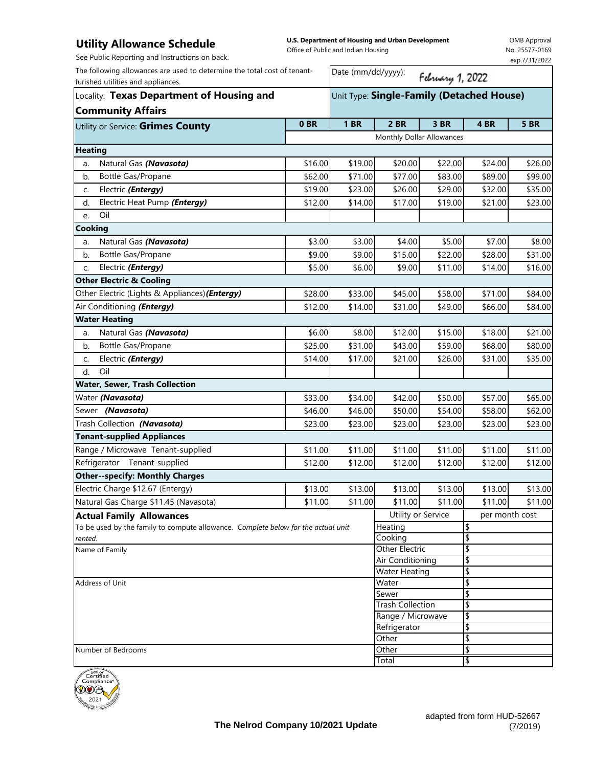## Utility Allowance Schedule

See Public Reporting and Instructions on back.

**U.S. Department of Housing and Urban Development**
Office of Public and Indian Housing

OMB Approval
No. 25577-0169
exp.7/31/2022

| | | | | | | |
|---|---|---|---|---|---|---|
| The following allowances are used to determine the total cost of tenant-furnished utilities and appliances. | Date (mm/dd/yyyy): February 1, 2022 | | | | | |
| Locality: **Texas Department of Housing and Community Affairs** | Unit Type: **Single-Family (Detached House)** | | | | | |
| Utility or Service: **Grimes County** | **0 BR** | **1 BR** | **2 BR** | **3 BR** | **4 BR** | **5 BR** |
| | Monthly Dollar Allowances | | | | | |
| **Heating** | | | | | | |
| a. Natural Gas ***(Navasota)*** | $16.00 | $19.00 | $20.00 | $22.00 | $24.00 | $26.00 |
| b. Bottle Gas/Propane | $62.00 | $71.00 | $77.00 | $83.00 | $89.00 | $99.00 |
| c. Electric ***(Entergy)*** | $19.00 | $23.00 | $26.00 | $29.00 | $32.00 | $35.00 |
| d. Electric Heat Pump ***(Entergy)*** | $12.00 | $14.00 | $17.00 | $19.00 | $21.00 | $23.00 |
| e. Oil | | | | | | |
| **Cooking** | | | | | | |
| a. Natural Gas ***(Navasota)*** | $3.00 | $3.00 | $4.00 | $5.00 | $7.00 | $8.00 |
| b. Bottle Gas/Propane | $9.00 | $9.00 | $15.00 | $22.00 | $28.00 | $31.00 |
| c. Electric ***(Entergy)*** | $5.00 | $6.00 | $9.00 | $11.00 | $14.00 | $16.00 |
| **Other Electric & Cooling** | | | | | | |
| Other Electric (Lights & Appliances) ***(Entergy)*** | $28.00 | $33.00 | $45.00 | $58.00 | $71.00 | $84.00 |
| Air Conditioning ***(Entergy)*** | $12.00 | $14.00 | $31.00 | $49.00 | $66.00 | $84.00 |
| **Water Heating** | | | | | | |
| a. Natural Gas ***(Navasota)*** | $6.00 | $8.00 | $12.00 | $15.00 | $18.00 | $21.00 |
| b. Bottle Gas/Propane | $25.00 | $31.00 | $43.00 | $59.00 | $68.00 | $80.00 |
| c. Electric ***(Entergy)*** | $14.00 | $17.00 | $21.00 | $26.00 | $31.00 | $35.00 |
| d. Oil | | | | | | |
| **Water, Sewer, Trash Collection** | | | | | | |
| Water ***(Navasota)*** | $33.00 | $34.00 | $42.00 | $50.00 | $57.00 | $65.00 |
| Sewer ***(Navasota)*** | $46.00 | $46.00 | $50.00 | $54.00 | $58.00 | $62.00 |
| Trash Collection ***(Navasota)*** | $23.00 | $23.00 | $23.00 | $23.00 | $23.00 | $23.00 |
| **Tenant-supplied Appliances** | | | | | | |
| Range / Microwave Tenant-supplied | $11.00 | $11.00 | $11.00 | $11.00 | $11.00 | $11.00 |
| Refrigerator Tenant-supplied | $12.00 | $12.00 | $12.00 | $12.00 | $12.00 | $12.00 |
| **Other--specify: Monthly Charges** | | | | | | |
| Electric Charge $12.67 (Entergy) | $13.00 | $13.00 | $13.00 | $13.00 | $13.00 | $13.00 |
| Natural Gas Charge $11.45 (Navasota) | $11.00 | $11.00 | $11.00 | $11.00 | $11.00 | $11.00 |

**Actual Family Allowances**
To be used by the family to compute allowance. *Complete below for the actual unit rented.*

Name of Family

Address of Unit

Number of Bedrooms

| Utility or Service | per month cost |
|---|---|
| Heating | $ |
| Cooking | $ |
| Other Electric | $ |
| Air Conditioning | $ |
| Water Heating | $ |
| Water | $ |
| Sewer | $ |
| Trash Collection | $ |
| Range / Microwave | $ |
| Refrigerator | $ |
| Other | $ |
| Other | $ |
| Total | $ |

Seal of Certified Compliance 2021

**The Nelrod Company 10/2021 Update**

adapted from form HUD-52667 (7/2019)